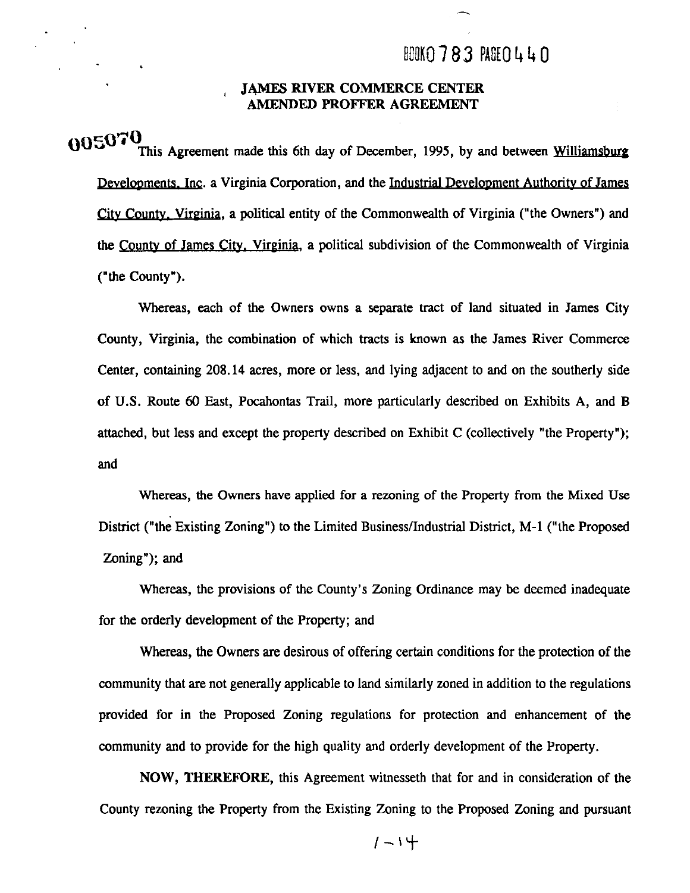BOOK0783 PAGE0440

## JAMES RIVER COMMERCE CENTER AMENDED PROFFER AGREEMENT

005070

This Agreement made this 6th day of December, 1995, by and between Williamsburg Developments, Inc. a Virginia Corporation, and the Industrial Development Authority of James City County, Virginia, a political entity of the Commonwealth of Virginia ("the Owners") and the County of James City, Virginia, a political subdivision of the Commonwealth of Virginia ("the County").

Whereas, each of the Owners owns a separate tract of land situated in James City County, Virginia, the combination of which tracts is known as the James River Commerce Center, containing 208.14 acres, more or less, and lying adjacent to and on the southerly side of U.S. Route 60 East, Pocahontas Trail, more particularly described on Exhibits A, and B attached, but less and except the property described on Exhibit C (collectively "the Property"); and

Whereas, the Owners have applied for a rezoning of the Property from the Mixed Use District ("the Existing Zoning") to the Limited Business/Industrial District, M-1 ("the Proposed Zoning"); and

Whereas, the provisions of the County's Zoning Ordinance may be deemed inadequate for the orderly development of the Property; and

Whereas, the Owners are desirous of offering certain conditions for the protection of the community that are not generally applicable to land similarly zoned in addition to the regulations provided for in the Proposed Zoning regulations for protection and enhancement of the community and to provide for the high quality and orderly development of the Property.

**NOW, THEREFORE,** this Agreement witnesseth that for and in consideration of the County rezoning the Property from the Existing Zoning to the Proposed Zoning and pursuant

1-14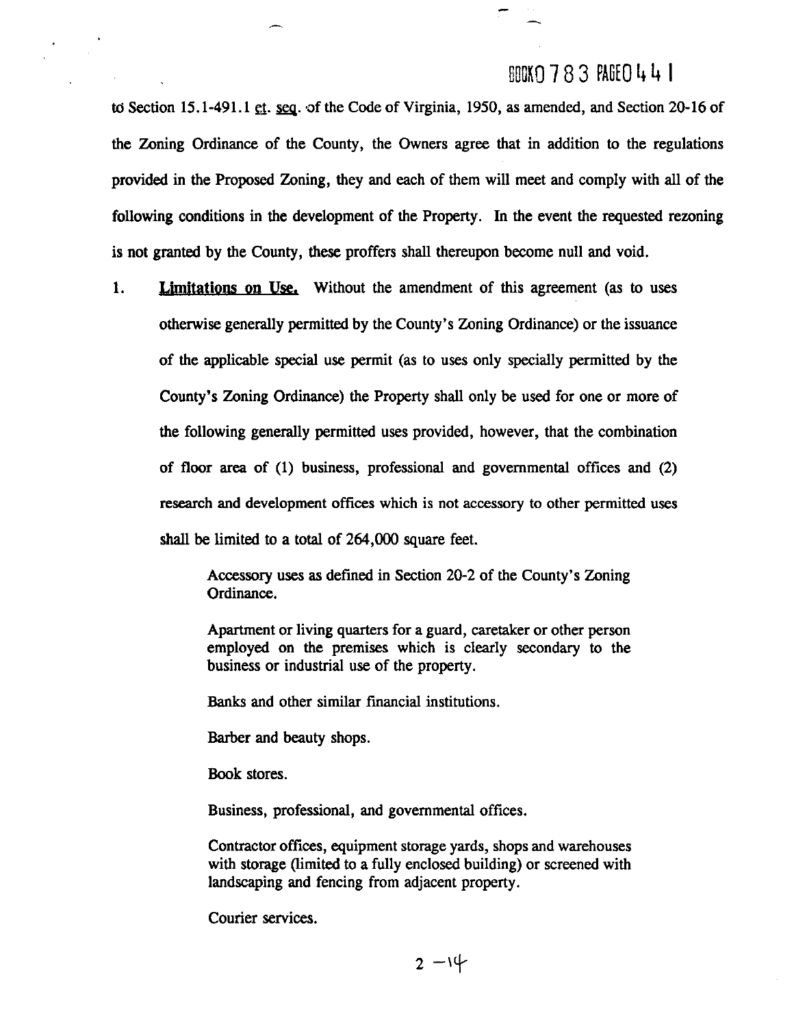to Section 15.1-491.1 et. seq. of the Code of Virginia, 1950, as amended, and Section 20-16 of the Zoning Ordinance of the County, the Owners agree that in addition to the regulations provided in the Proposed Zoning, they and each of them will meet and comply with all of the following conditions in the development of the Property. In the event the requested rezoning is not granted by the County, these proffers shall thereupon become null and void.

1. **Limitations on Use.** Without the amendment of this agreement (as to uses otherwise generally permitted by the County's Zoning Ordinance) or the issuance of the applicable special use permit (as to uses only specially permitted by the County's Zoning Ordinance) the Property shall only be used for one or more of the following generally permitted uses provided, however, that the combination of floor area of (1) business, professional and governmental offices and (2) research and development offices which is not accessory to other permitted uses shall be limited to a total of 264,000 square feet.

   Accessory uses as defined in Section 20-2 of the County's Zoning Ordinance.

   Apartment or living quarters for a guard, caretaker or other person employed on the premises which is clearly secondary to the business or industrial use of the property.

   Banks and other similar financial institutions.

   Barber and beauty shops.

   Book stores.

   Business, professional, and governmental offices.

   Contractor offices, equipment storage yards, shops and warehouses with storage (limited to a fully enclosed building) or screened with landscaping and fencing from adjacent property.

   Courier services.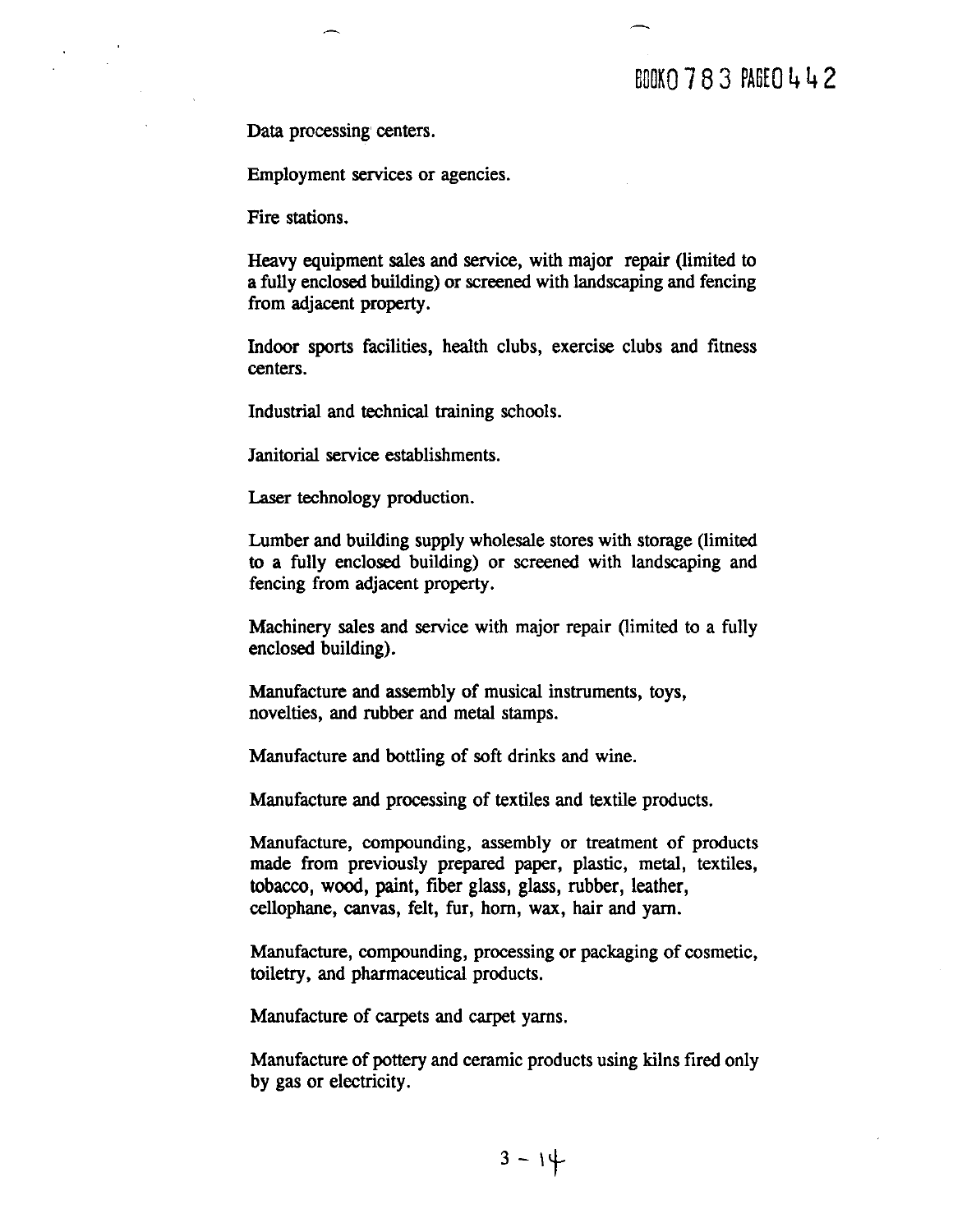Data processing centers.

Employment services or agencies.

Fire stations.

Heavy equipment sales and service, with major repair (limited to a fully enclosed building) or screened with landscaping and fencing from adjacent property.

Indoor sports facilities, health clubs, exercise clubs and fitness centers.

Industrial and technical training schools.

Janitorial service establishments.

Laser technology production.

Lumber and building supply wholesale stores with storage (limited to a fully enclosed building) or screened with landscaping and fencing from adjacent property.

Machinery sales and service with major repair (limited to a fully enclosed building).

Manufacture and assembly of musical instruments, toys, novelties, and rubber and metal stamps.

Manufacture and bottling of soft drinks and wine.

Manufacture and processing of textiles and textile products.

Manufacture, compounding, assembly or treatment of products made from previously prepared paper, plastic, metal, textiles, tobacco, wood, paint, fiber glass, glass, rubber, leather, cellophane, canvas, felt, fur, horn, wax, hair and yarn.

Manufacture, compounding, processing or packaging of cosmetic, toiletry, and pharmaceutical products.

Manufacture of carpets and carpet yarns.

Manufacture of pottery and ceramic products using kilns fired only by gas or electricity.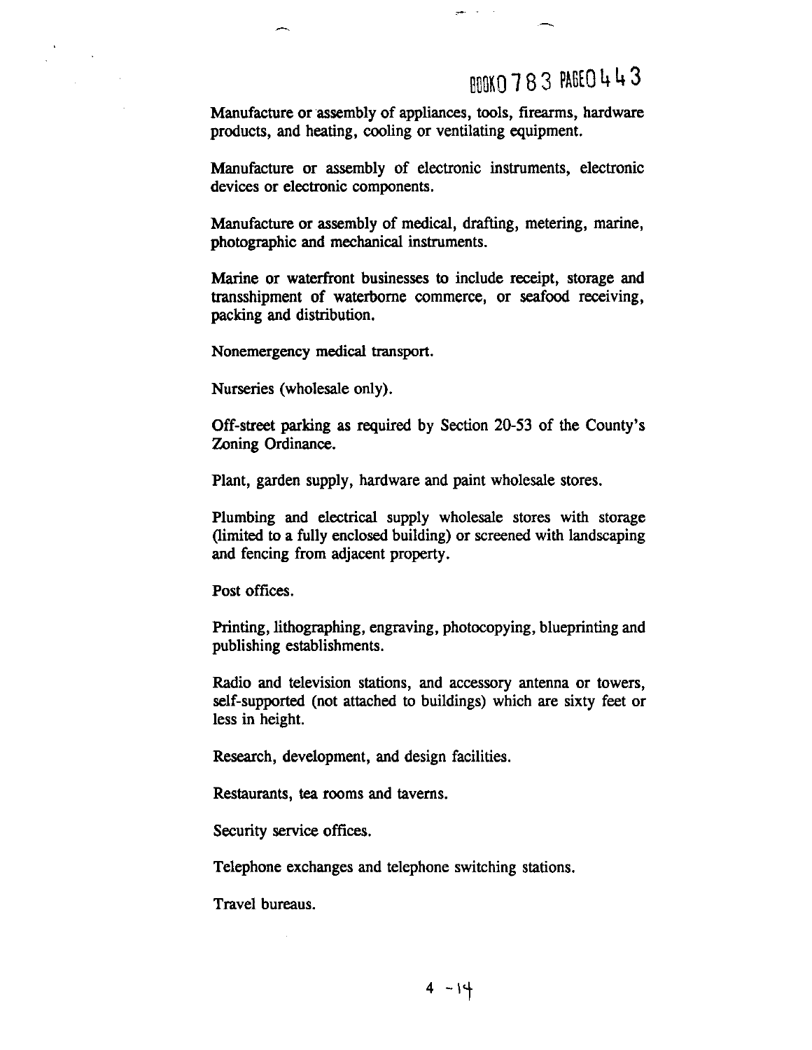Manufacture or assembly of appliances, tools, firearms, hardware products, and heating, cooling or ventilating equipment.

Manufacture or assembly of electronic instruments, electronic devices or electronic components.

Manufacture or assembly of medical, drafting, metering, marine, photographic and mechanical instruments.

Marine or waterfront businesses to include receipt, storage and transshipment of waterborne commerce, or seafood receiving, packing and distribution.

Nonemergency medical transport.

Nurseries (wholesale only).

Off-street parking as required by Section 20-53 of the County's Zoning Ordinance.

Plant, garden supply, hardware and paint wholesale stores.

Plumbing and electrical supply wholesale stores with storage (limited to a fully enclosed building) or screened with landscaping and fencing from adjacent property.

Post offices.

Printing, lithographing, engraving, photocopying, blueprinting and publishing establishments.

Radio and television stations, and accessory antenna or towers, self-supported (not attached to buildings) which are sixty feet or less in height.

Research, development, and design facilities.

Restaurants, tea rooms and taverns.

Security service offices.

Telephone exchanges and telephone switching stations.

Travel bureaus.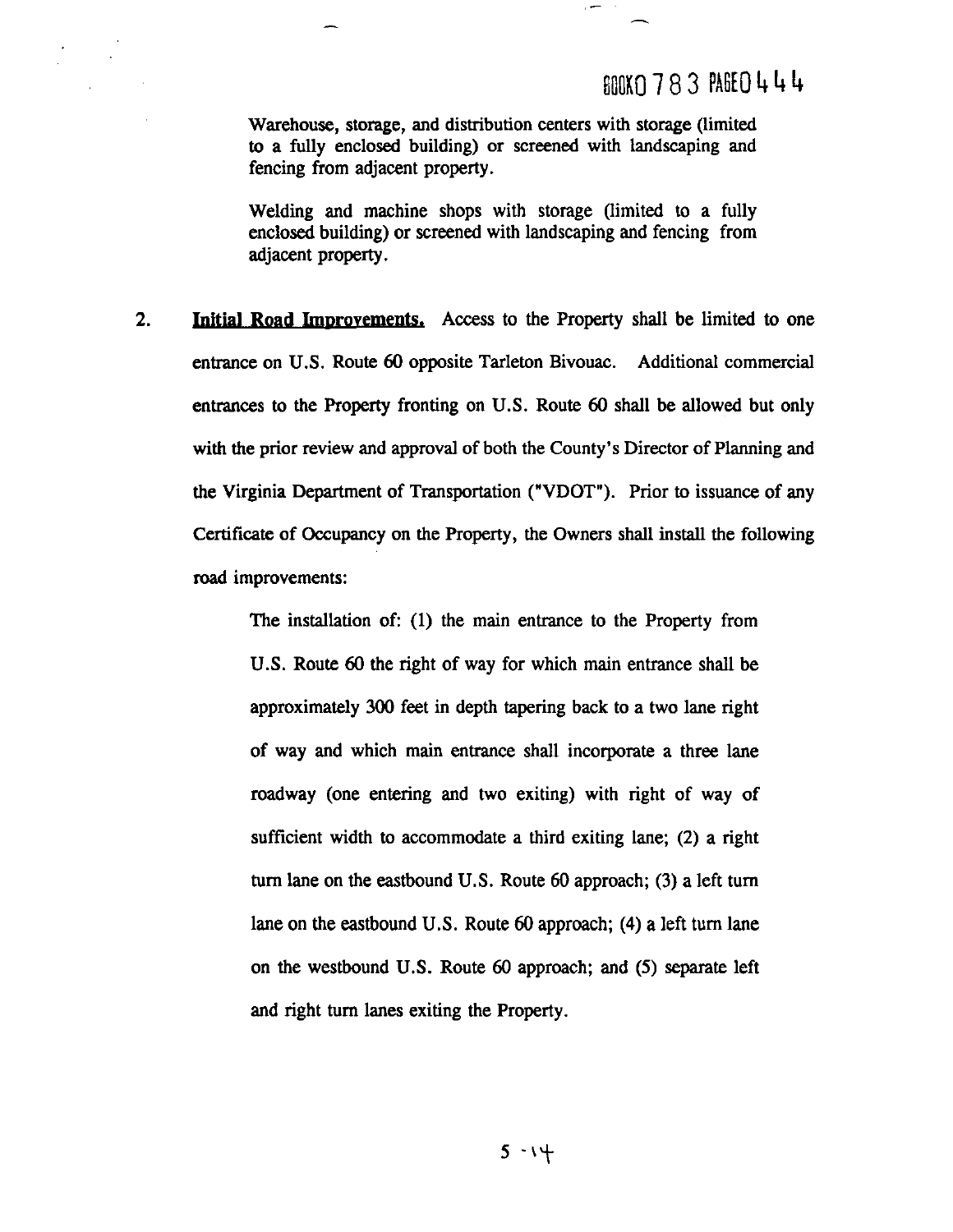Warehouse, storage, and distribution centers with storage (limited to a fully enclosed building) or screened with landscaping and fencing from adjacent property.

Welding and machine shops with storage (limited to a fully enclosed building) or screened with landscaping and fencing from adjacent property.

2. **Initial Road Improvements.** Access to the Property shall be limited to one entrance on U.S. Route 60 opposite Tarleton Bivouac. Additional commercial entrances to the Property fronting on U.S. Route 60 shall be allowed but only with the prior review and approval of both the County's Director of Planning and the Virginia Department of Transportation ("VDOT"). Prior to issuance of any Certificate of Occupancy on the Property, the Owners shall install the following road improvements:

   The installation of: (1) the main entrance to the Property from U.S. Route 60 the right of way for which main entrance shall be approximately 300 feet in depth tapering back to a two lane right of way and which main entrance shall incorporate a three lane roadway (one entering and two exiting) with right of way of sufficient width to accommodate a third exiting lane; (2) a right turn lane on the eastbound U.S. Route 60 approach; (3) a left turn lane on the eastbound U.S. Route 60 approach; (4) a left turn lane on the westbound U.S. Route 60 approach; and (5) separate left and right turn lanes exiting the Property.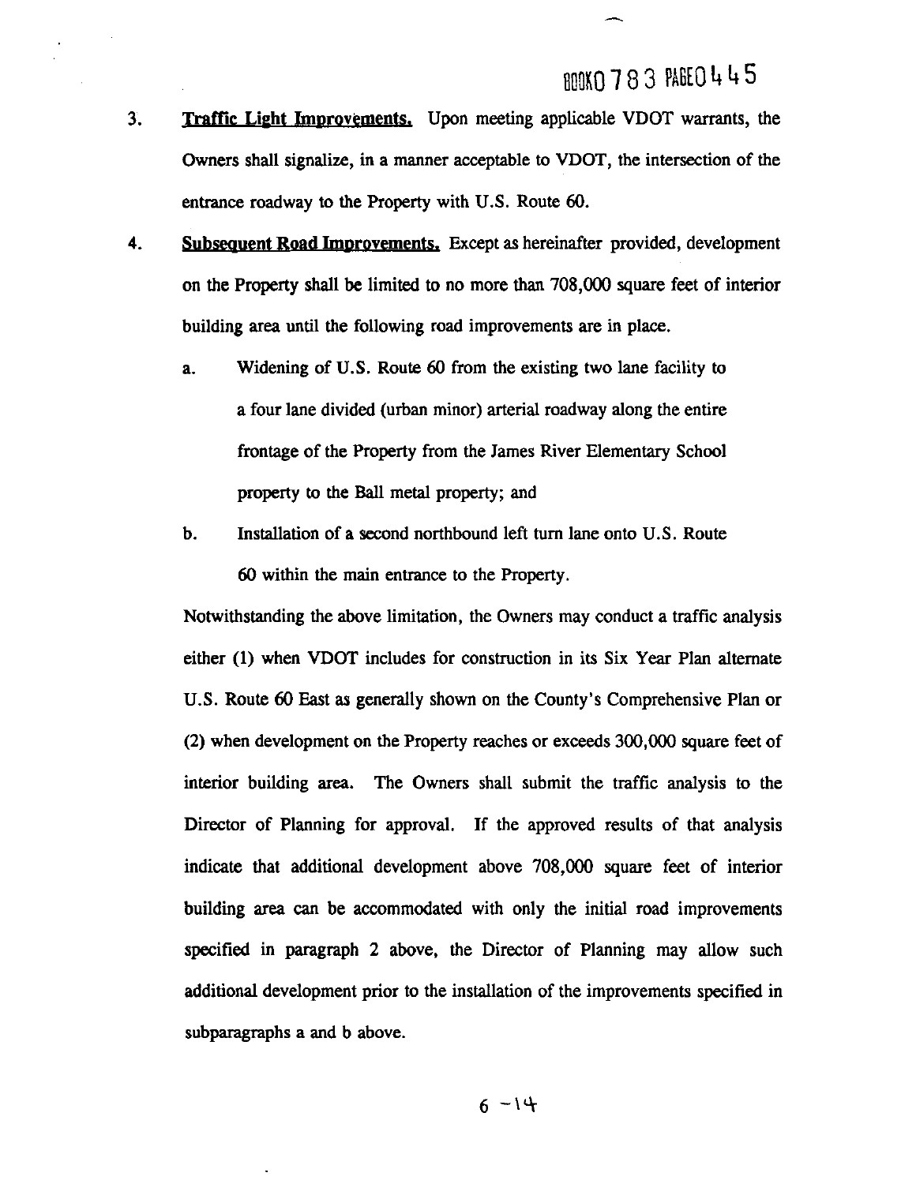3. **Traffic Light Improvements.** Upon meeting applicable VDOT warrants, the Owners shall signalize, in a manner acceptable to VDOT, the intersection of the entrance roadway to the Property with U.S. Route 60.

4. **Subsequent Road Improvements.** Except as hereinafter provided, development on the Property shall be limited to no more than 708,000 square feet of interior building area until the following road improvements are in place.

   a. Widening of U.S. Route 60 from the existing two lane facility to a four lane divided (urban minor) arterial roadway along the entire frontage of the Property from the James River Elementary School property to the Ball metal property; and

   b. Installation of a second northbound left turn lane onto U.S. Route 60 within the main entrance to the Property.

   Notwithstanding the above limitation, the Owners may conduct a traffic analysis either (1) when VDOT includes for construction in its Six Year Plan alternate U.S. Route 60 East as generally shown on the County's Comprehensive Plan or (2) when development on the Property reaches or exceeds 300,000 square feet of interior building area. The Owners shall submit the traffic analysis to the Director of Planning for approval. If the approved results of that analysis indicate that additional development above 708,000 square feet of interior building area can be accommodated with only the initial road improvements specified in paragraph 2 above, the Director of Planning may allow such additional development prior to the installation of the improvements specified in subparagraphs a and b above.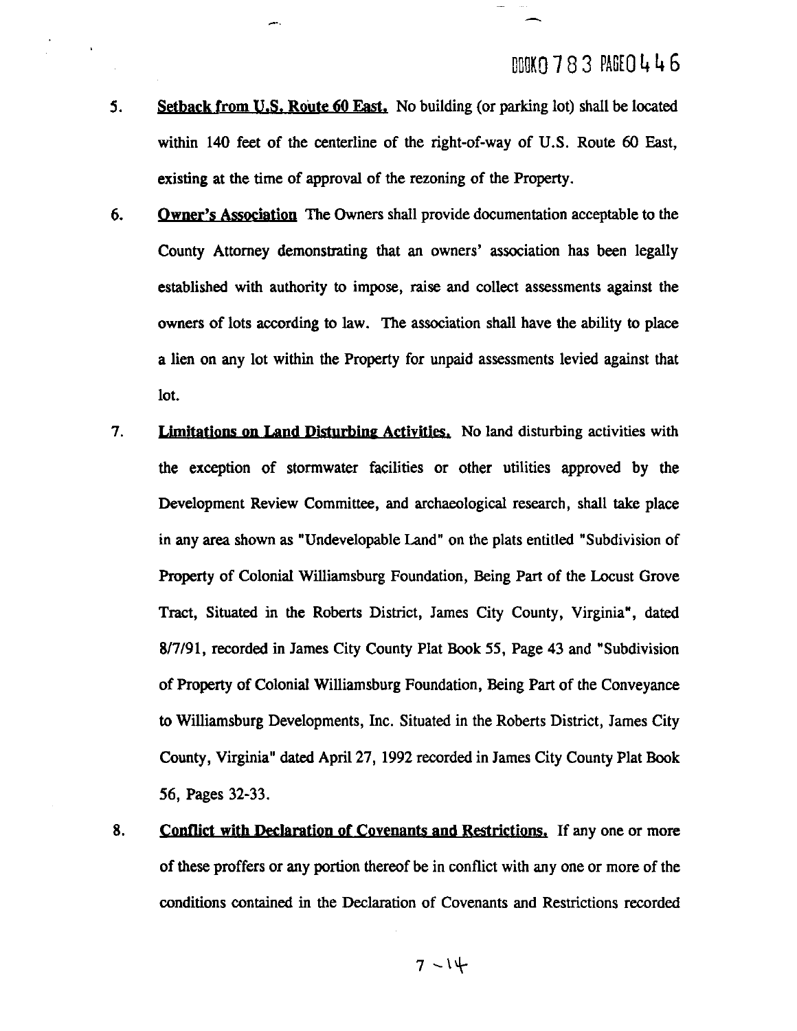5. **Setback from U.S. Route 60 East.** No building (or parking lot) shall be located within 140 feet of the centerline of the right-of-way of U.S. Route 60 East, existing at the time of approval of the rezoning of the Property.

6. **Owner's Association** The Owners shall provide documentation acceptable to the County Attorney demonstrating that an owners' association has been legally established with authority to impose, raise and collect assessments against the owners of lots according to law. The association shall have the ability to place a lien on any lot within the Property for unpaid assessments levied against that lot.

7. **Limitations on Land Disturbing Activities.** No land disturbing activities with the exception of stormwater facilities or other utilities approved by the Development Review Committee, and archaeological research, shall take place in any area shown as "Undevelopable Land" on the plats entitled "Subdivision of Property of Colonial Williamsburg Foundation, Being Part of the Locust Grove Tract, Situated in the Roberts District, James City County, Virginia", dated 8/7/91, recorded in James City County Plat Book 55, Page 43 and "Subdivision of Property of Colonial Williamsburg Foundation, Being Part of the Conveyance to Williamsburg Developments, Inc. Situated in the Roberts District, James City County, Virginia" dated April 27, 1992 recorded in James City County Plat Book 56, Pages 32-33.

8. **Conflict with Declaration of Covenants and Restrictions.** If any one or more of these proffers or any portion thereof be in conflict with any one or more of the conditions contained in the Declaration of Covenants and Restrictions recorded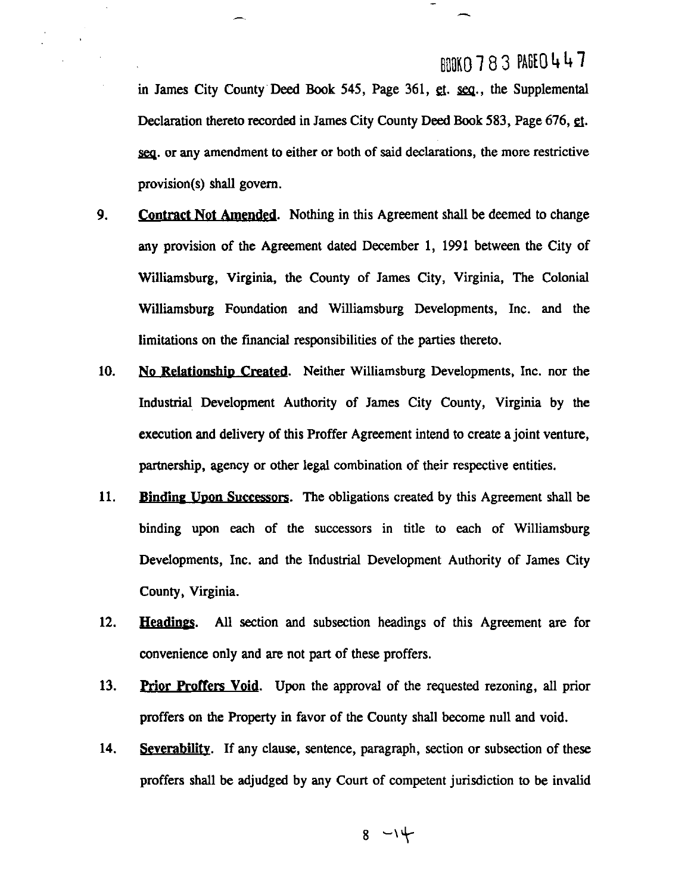in James City County Deed Book 545, Page 361, et. seq., the Supplemental Declaration thereto recorded in James City County Deed Book 583, Page 676, et. seq. or any amendment to either or both of said declarations, the more restrictive provision(s) shall govern.

9. **Contract Not Amended**. Nothing in this Agreement shall be deemed to change any provision of the Agreement dated December 1, 1991 between the City of Williamsburg, Virginia, the County of James City, Virginia, The Colonial Williamsburg Foundation and Williamsburg Developments, Inc. and the limitations on the financial responsibilities of the parties thereto.

10. **No Relationship Created**. Neither Williamsburg Developments, Inc. nor the Industrial Development Authority of James City County, Virginia by the execution and delivery of this Proffer Agreement intend to create a joint venture, partnership, agency or other legal combination of their respective entities.

11. **Binding Upon Successors**. The obligations created by this Agreement shall be binding upon each of the successors in title to each of Williamsburg Developments, Inc. and the Industrial Development Authority of James City County, Virginia.

12. **Headings**. All section and subsection headings of this Agreement are for convenience only and are not part of these proffers.

13. **Prior Proffers Void**. Upon the approval of the requested rezoning, all prior proffers on the Property in favor of the County shall become null and void.

14. **Severability**. If any clause, sentence, paragraph, section or subsection of these proffers shall be adjudged by any Court of competent jurisdiction to be invalid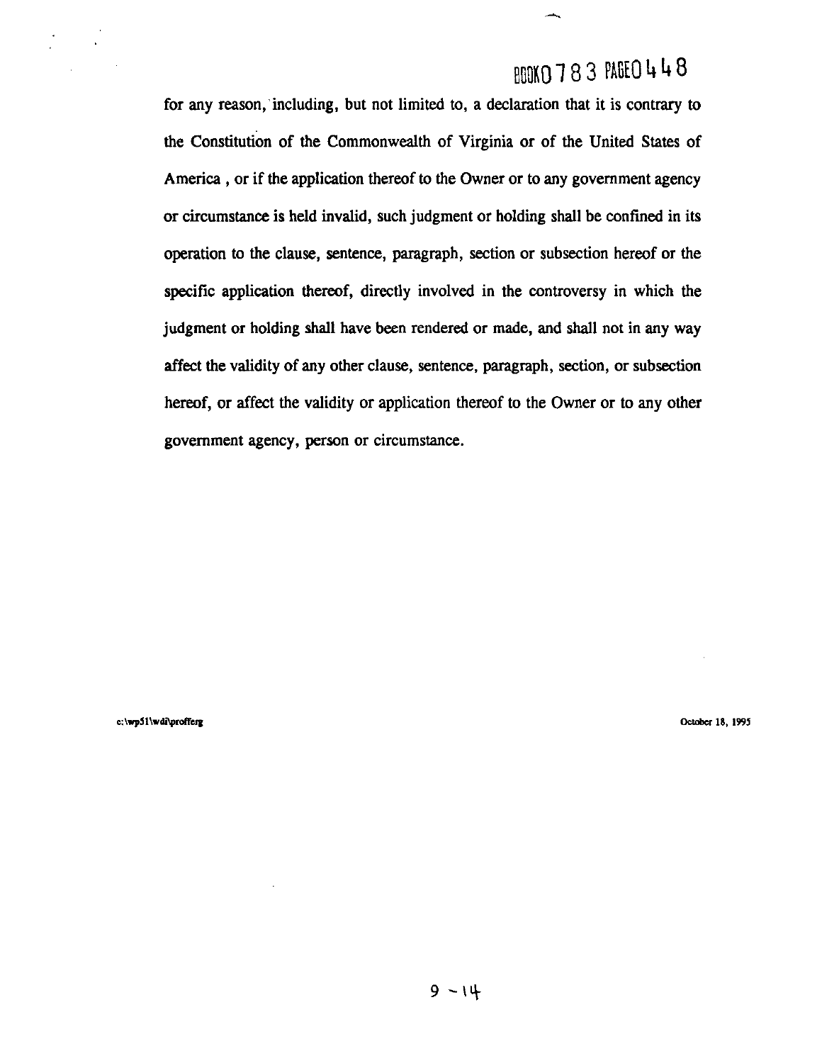for any reason, including, but not limited to, a declaration that it is contrary to the Constitution of the Commonwealth of Virginia or of the United States of America , or if the application thereof to the Owner or to any government agency or circumstance is held invalid, such judgment or holding shall be confined in its operation to the clause, sentence, paragraph, section or subsection hereof or the specific application thereof, directly involved in the controversy in which the judgment or holding shall have been rendered or made, and shall not in any way affect the validity of any other clause, sentence, paragraph, section, or subsection hereof, or affect the validity or application thereof to the Owner or to any other government agency, person or circumstance.

c:\wp51\wdi\profferg

October 18, 1995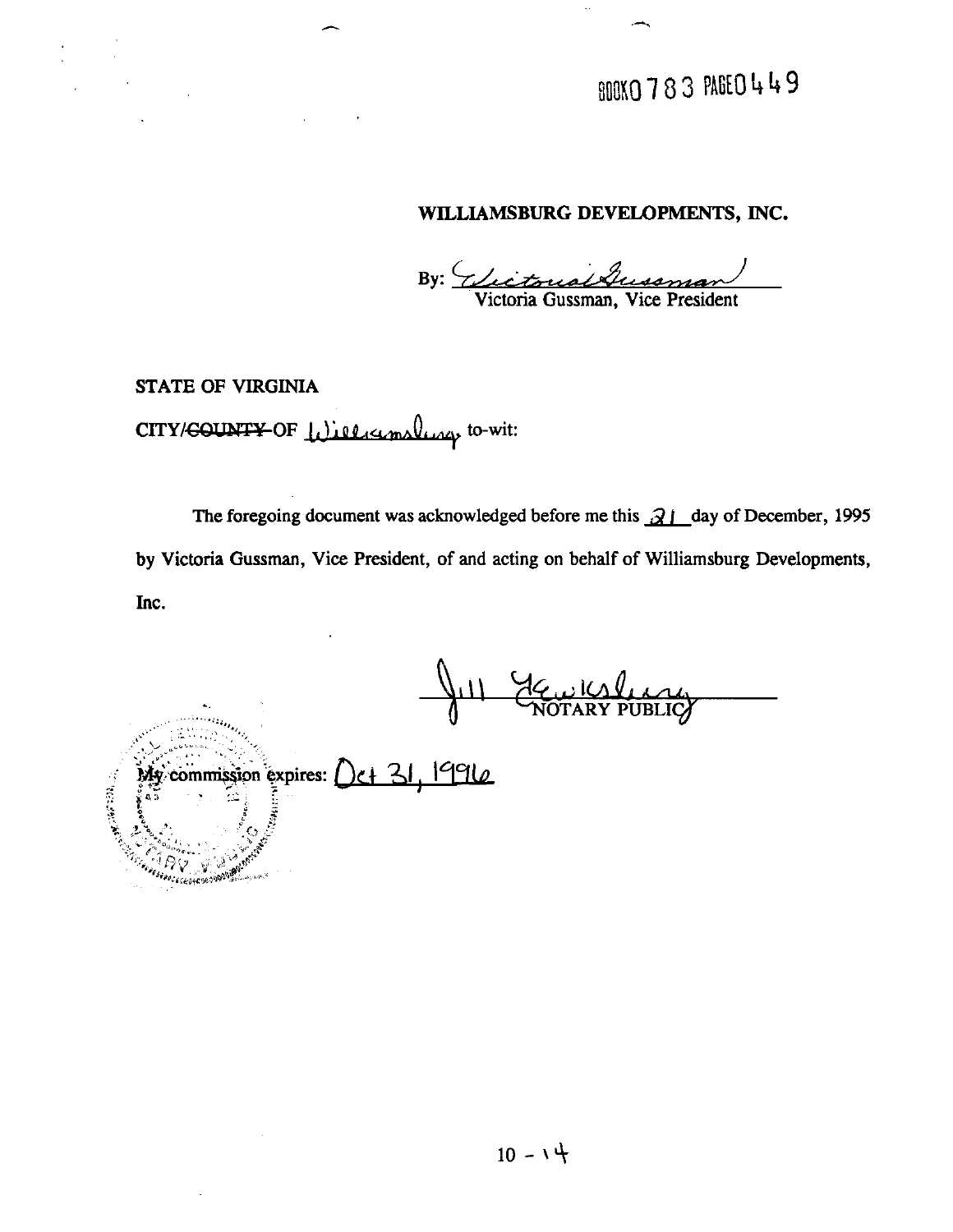BOOK 0783 PAGE 0449

**WILLIAMSBURG DEVELOPMENTS, INC.**

By: Victoria Gussman
Victoria Gussman, Vice President

**STATE OF VIRGINIA**

**CITY/~~COUNTY~~ OF** Williamsburg to-wit:

The foregoing document was acknowledged before me this 21 day of December, 1995 by Victoria Gussman, Vice President, of and acting on behalf of Williamsburg Developments, Inc.

Jill Yewksbury
NOTARY PUBLIC

My commission expires: Oct 31, 1996

10 - 14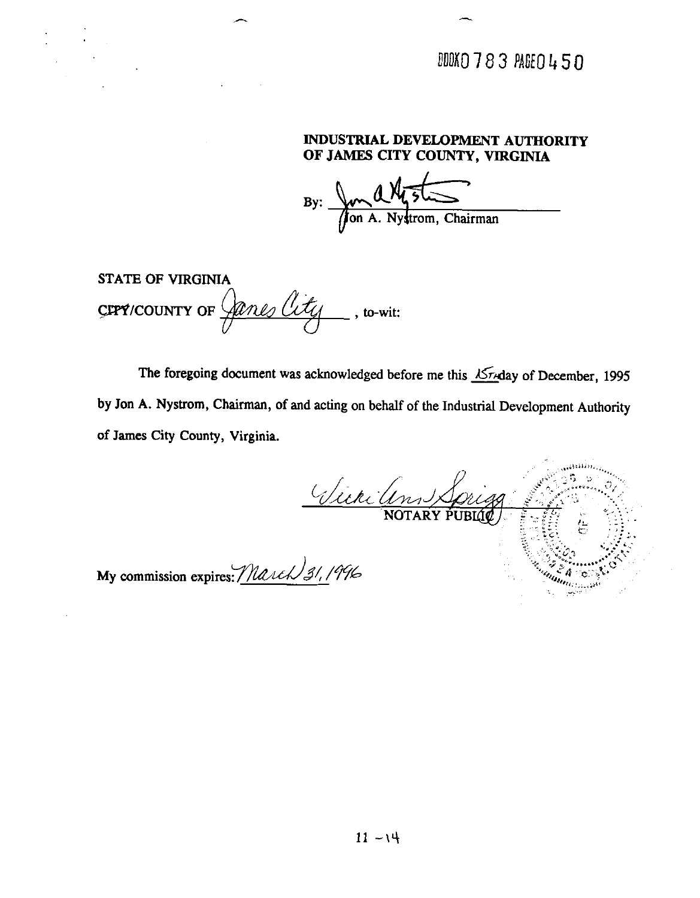BOOK 0783 PAGE 0450

**INDUSTRIAL DEVELOPMENT AUTHORITY OF JAMES CITY COUNTY, VIRGINIA**

By: Jon A. Nystrom, Chairman

STATE OF VIRGINIA
~~CITY~~/COUNTY OF James City, to-wit:

The foregoing document was acknowledged before me this 15TH day of December, 1995 by Jon A. Nystrom, Chairman, of and acting on behalf of the Industrial Development Authority of James City County, Virginia.

Vicki Ann Sprigg
NOTARY PUBLIC

My commission expires: March 31, 1996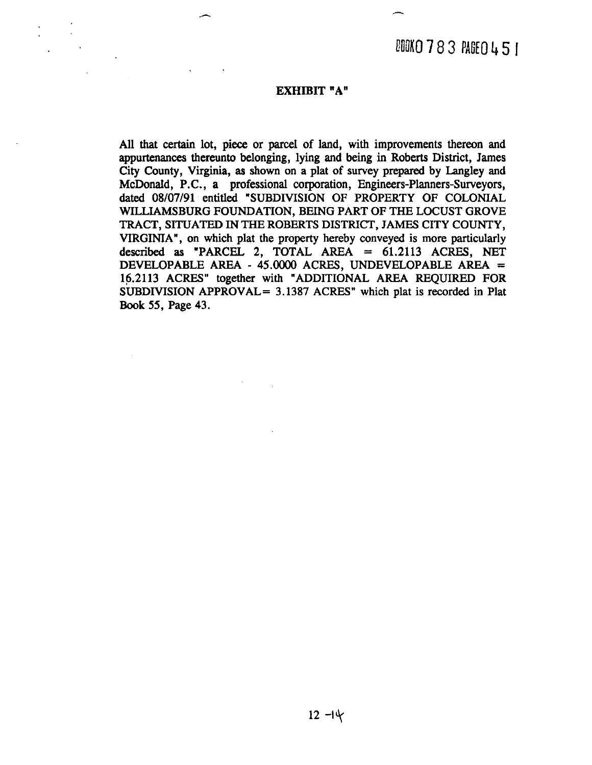BOOK0783 PAGE0451

## EXHIBIT "A"

All that certain lot, piece or parcel of land, with improvements thereon and appurtenances thereunto belonging, lying and being in Roberts District, James City County, Virginia, as shown on a plat of survey prepared by Langley and McDonald, P.C., a professional corporation, Engineers-Planners-Surveyors, dated 08/07/91 entitled "SUBDIVISION OF PROPERTY OF COLONIAL WILLIAMSBURG FOUNDATION, BEING PART OF THE LOCUST GROVE TRACT, SITUATED IN THE ROBERTS DISTRICT, JAMES CITY COUNTY, VIRGINIA", on which plat the property hereby conveyed is more particularly described as "PARCEL 2, TOTAL AREA = 61.2113 ACRES, NET DEVELOPABLE AREA - 45.0000 ACRES, UNDEVELOPABLE AREA = 16.2113 ACRES" together with "ADDITIONAL AREA REQUIRED FOR SUBDIVISION APPROVAL= 3.1387 ACRES" which plat is recorded in Plat Book 55, Page 43.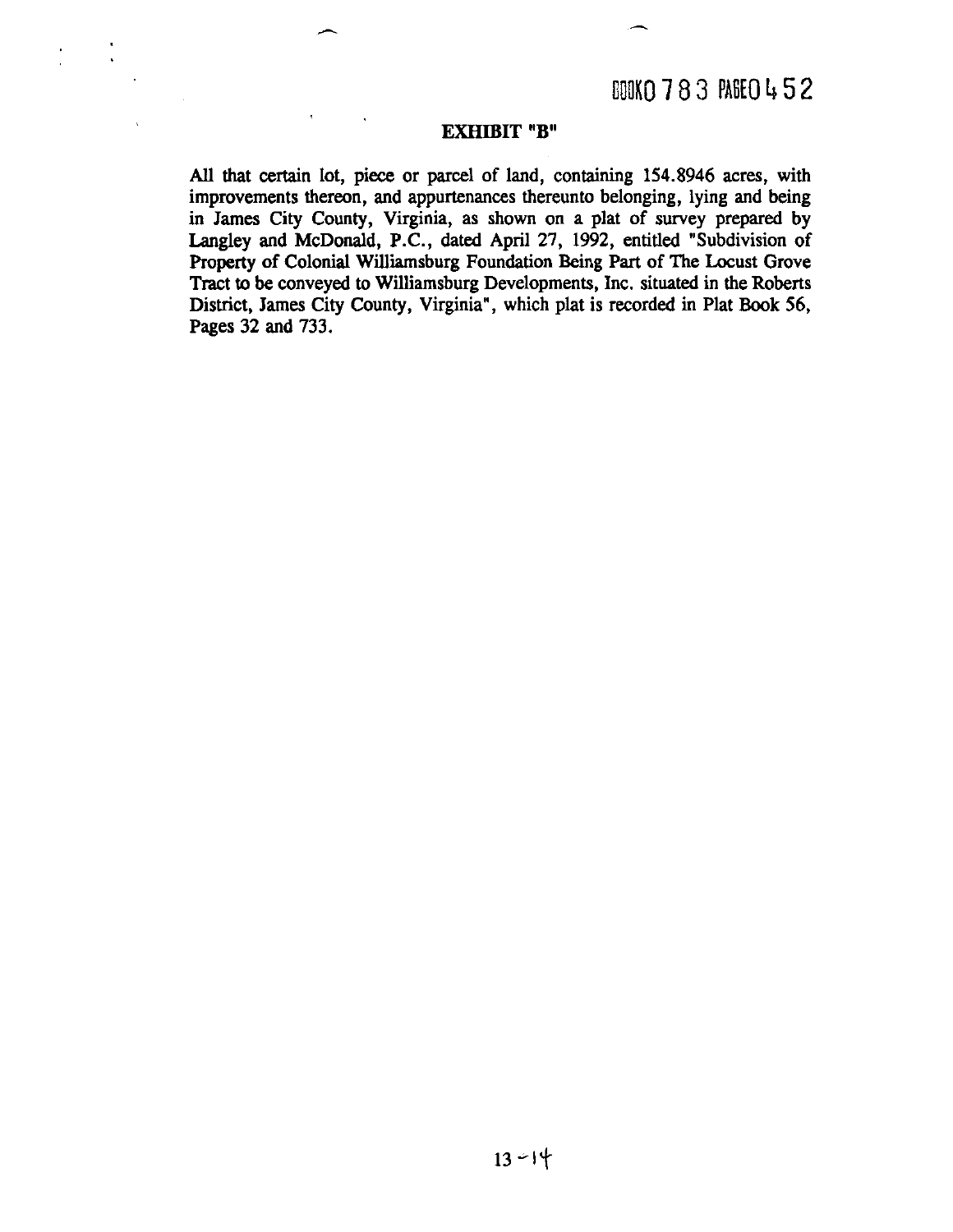BOOK0 783 PAGE0 452

**EXHIBIT "B"**

All that certain lot, piece or parcel of land, containing 154.8946 acres, with improvements thereon, and appurtenances thereunto belonging, lying and being in James City County, Virginia, as shown on a plat of survey prepared by Langley and McDonald, P.C., dated April 27, 1992, entitled "Subdivision of Property of Colonial Williamsburg Foundation Being Part of The Locust Grove Tract to be conveyed to Williamsburg Developments, Inc. situated in the Roberts District, James City County, Virginia", which plat is recorded in Plat Book 56, Pages 32 and 733.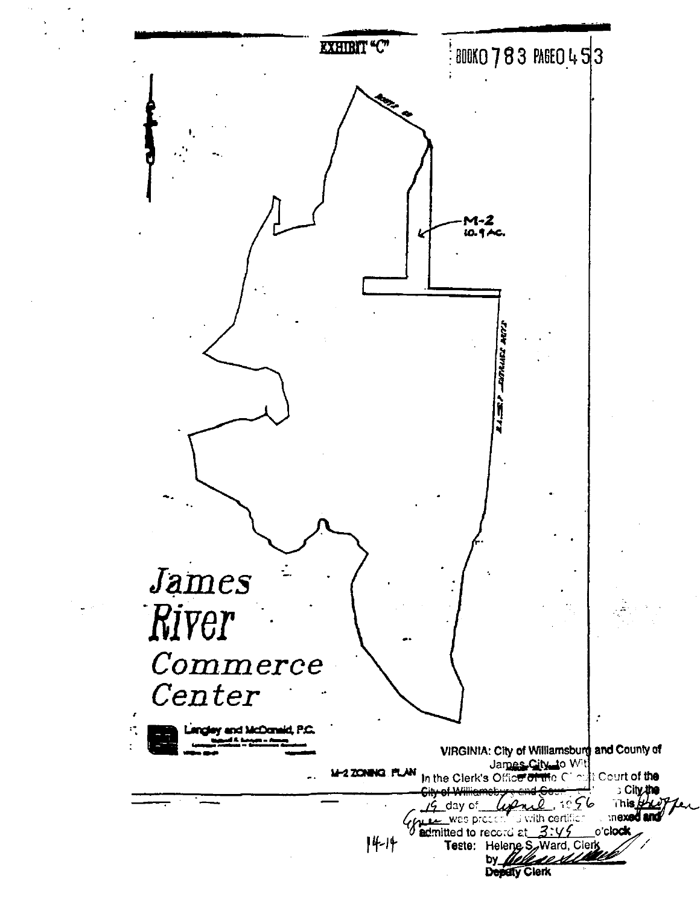EXHIBIT "C"

BOOK0783 PAGE0453

M-2
10.9 AC.

James River Commerce Center

Langley and McDonald, P.C.

M-2 ZONING PLAN

VIRGINIA: City of Williamsburg and County of James City, to Wit:

In the Clerk's Office of the Circuit Court of the City of Williamsburg and County of James City the 19 day of April, 1996 This Exhibit was presented with certificate annexed and admitted to record at 3:45 o'clock

Teste: Helene S. Ward, Clerk

by ____________

Deputy Clerk

14-14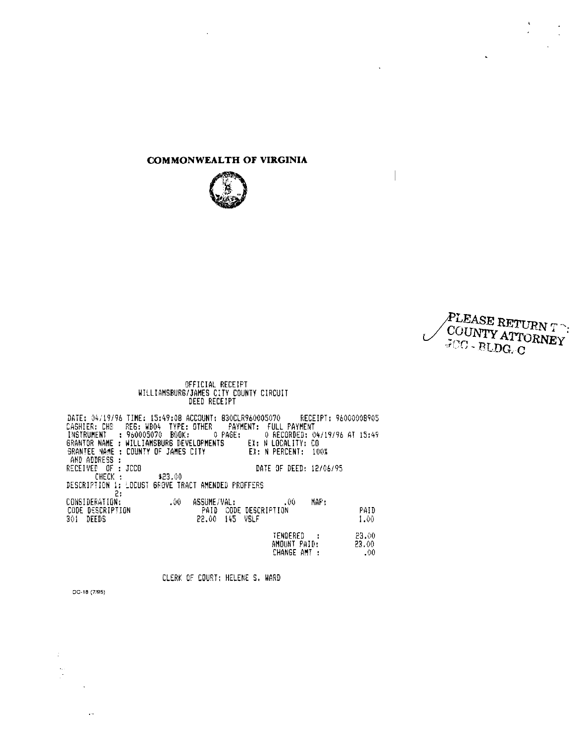**COMMONWEALTH OF VIRGINIA**

PLEASE RETURN TO:
COUNTY ATTORNEY
JCC - BLDG. C

OFFICIAL RECEIPT
WILLIAMSBURG/JAMES CITY COUNTY CIRCUIT
DEED RECEIPT

```
DATE: 04/19/96 TIME: 15:49:08 ACCOUNT: 830CLR960005070     RECEIPT: 96000008905
CASHIER: CHB   REG: WB04  TYPE: OTHER    PAYMENT: FULL PAYMENT
INSTRUMENT   : 960005070  BOOK:       0 PAGE:       0 RECORDED: 04/19/96 AT 15:49
GRANTOR NAME : WILLIAMSBURG DEVELOPMENTS      EX: N LOCALITY: CO
GRANTEE NAME : COUNTY OF JAMES CITY           EX: N PERCENT:  100%
 AND ADDRESS :
RECEIVED  OF : JCCB                              DATE OF DEED: 12/06/95
       CHECK :          $23.00
DESCRIPTION 1: LOCUST GROVE TRACT AMENDED PROFFERS
            2:
CONSIDERATION:            .00   ASSUME/VAL:            .00    MAP:
 CODE DESCRIPTION                 PAID  CODE DESCRIPTION                  PAID
301  DEEDS                       22.00  145  VSLF                         1.00

                                                TENDERED    :            23.00
                                                AMOUNT PAID:             23.00
                                                CHANGE AMT :               .00
```

CLERK OF COURT: HELENE S. WARD

DC-18 (7/95)